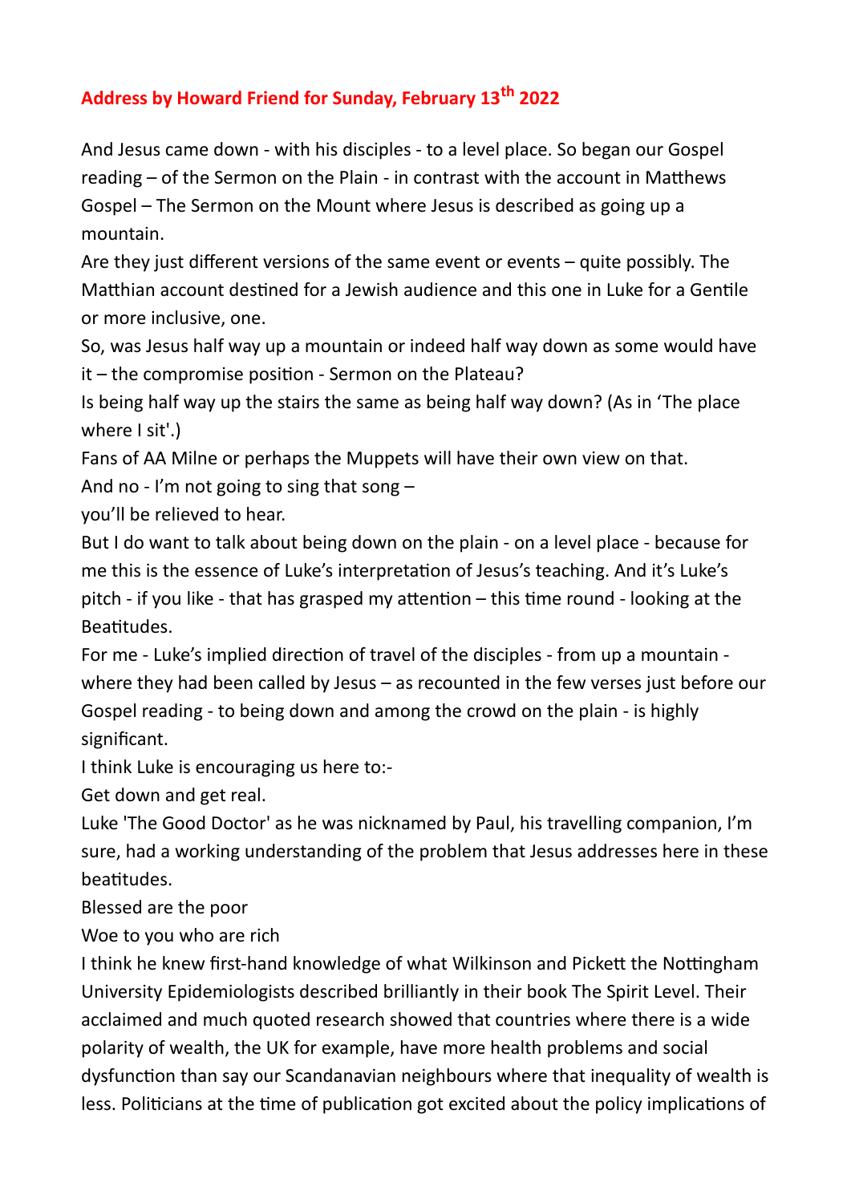## Address by Howard Friend for Sunday, February 13th 2022

And Jesus came down - with his disciples - to a level place. So began our Gospel reading – of the Sermon on the Plain - in contrast with the account in Matthews Gospel – The Sermon on the Mount where Jesus is described as going up a mountain.

Are they just different versions of the same event or events – quite possibly. The Matthian account destined for a Jewish audience and this one in Luke for a Gentile or more inclusive, one.

So, was Jesus half way up a mountain or indeed half way down as some would have it – the compromise position - Sermon on the Plateau?

Is being half way up the stairs the same as being half way down? (As in 'The place where I sit'.)

Fans of AA Milne or perhaps the Muppets will have their own view on that.

And no - I'm not going to sing that song –

you'll be relieved to hear.

But I do want to talk about being down on the plain - on a level place - because for me this is the essence of Luke's interpretation of Jesus's teaching. And it's Luke's pitch - if you like - that has grasped my attention – this time round - looking at the Beatitudes.

For me - Luke's implied direction of travel of the disciples - from up a mountain - where they had been called by Jesus – as recounted in the few verses just before our Gospel reading - to being down and among the crowd on the plain - is highly significant.

I think Luke is encouraging us here to:-

Get down and get real.

Luke 'The Good Doctor' as he was nicknamed by Paul, his travelling companion, I'm sure, had a working understanding of the problem that Jesus addresses here in these beatitudes.

Blessed are the poor

Woe to you who are rich

I think he knew first-hand knowledge of what Wilkinson and Pickett the Nottingham University Epidemiologists described brilliantly in their book The Spirit Level. Their acclaimed and much quoted research showed that countries where there is a wide polarity of wealth, the UK for example, have more health problems and social dysfunction than say our Scandanavian neighbours where that inequality of wealth is less. Politicians at the time of publication got excited about the policy implications of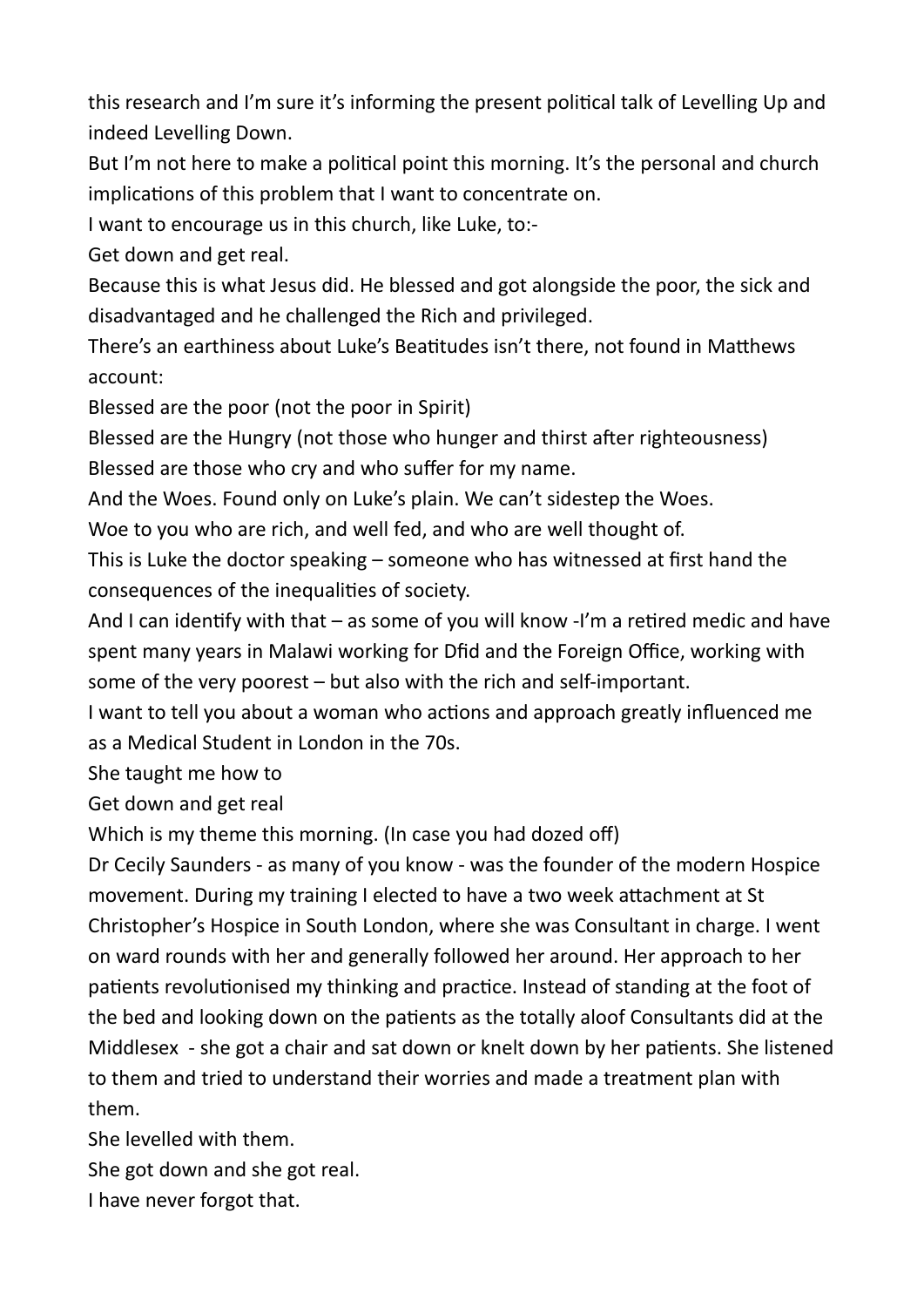this research and I'm sure it's informing the present political talk of Levelling Up and indeed Levelling Down.

But I'm not here to make a political point this morning. It's the personal and church implications of this problem that I want to concentrate on.

I want to encourage us in this church, like Luke, to:-

Get down and get real.

Because this is what Jesus did. He blessed and got alongside the poor, the sick and disadvantaged and he challenged the Rich and privileged.

There's an earthiness about Luke's Beatitudes isn't there, not found in Matthews account:

Blessed are the poor (not the poor in Spirit)

Blessed are the Hungry (not those who hunger and thirst after righteousness)

Blessed are those who cry and who suffer for my name.

And the Woes. Found only on Luke's plain. We can't sidestep the Woes.

Woe to you who are rich, and well fed, and who are well thought of.

This is Luke the doctor speaking – someone who has witnessed at first hand the consequences of the inequalities of society.

And I can identify with that – as some of you will know -I'm a retired medic and have spent many years in Malawi working for Dfid and the Foreign Office, working with some of the very poorest – but also with the rich and self-important.

I want to tell you about a woman who actions and approach greatly influenced me as a Medical Student in London in the 70s.

She taught me how to

Get down and get real

Which is my theme this morning. (In case you had dozed off)

Dr Cecily Saunders - as many of you know - was the founder of the modern Hospice movement. During my training I elected to have a two week attachment at St Christopher's Hospice in South London, where she was Consultant in charge. I went on ward rounds with her and generally followed her around. Her approach to her patients revolutionised my thinking and practice. Instead of standing at the foot of the bed and looking down on the patients as the totally aloof Consultants did at the Middlesex - she got a chair and sat down or knelt down by her patients. She listened to them and tried to understand their worries and made a treatment plan with them.

She levelled with them.

She got down and she got real.

I have never forgot that.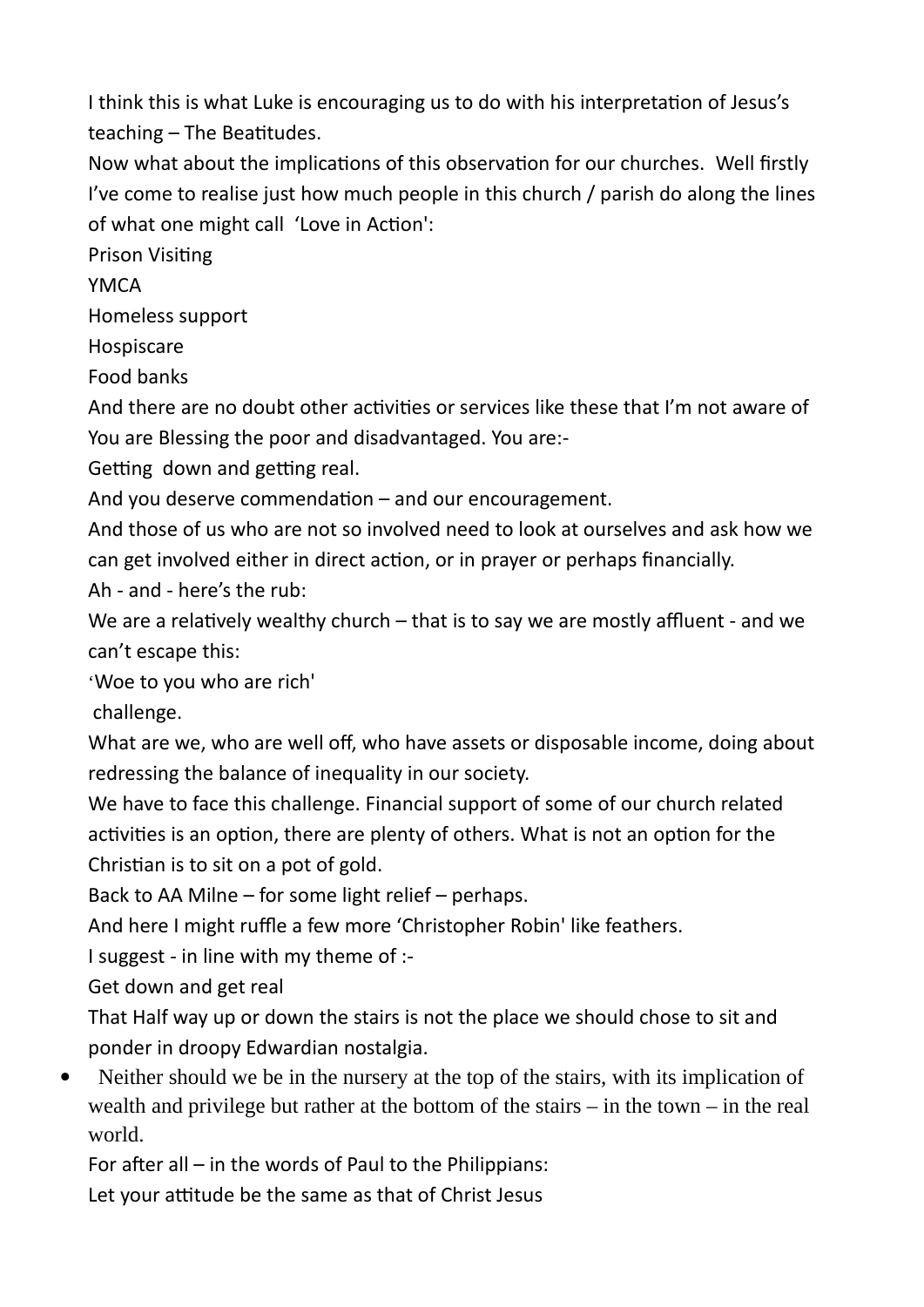I think this is what Luke is encouraging us to do with his interpretation of Jesus's teaching – The Beatitudes.

Now what about the implications of this observation for our churches. Well firstly I've come to realise just how much people in this church / parish do along the lines of what one might call 'Love in Action':

Prison Visiting

YMCA

Homeless support

Hospiscare

Food banks

And there are no doubt other activities or services like these that I'm not aware of

You are Blessing the poor and disadvantaged. You are:-

Getting down and getting real.

And you deserve commendation – and our encouragement.

And those of us who are not so involved need to look at ourselves and ask how we can get involved either in direct action, or in prayer or perhaps financially.

Ah - and - here's the rub:

We are a relatively wealthy church – that is to say we are mostly affluent - and we can't escape this:

'Woe to you who are rich'

challenge.

What are we, who are well off, who have assets or disposable income, doing about redressing the balance of inequality in our society.

We have to face this challenge. Financial support of some of our church related activities is an option, there are plenty of others. What is not an option for the Christian is to sit on a pot of gold.

Back to AA Milne – for some light relief – perhaps.

And here I might ruffle a few more 'Christopher Robin' like feathers.

I suggest - in line with my theme of :-

Get down and get real

That Half way up or down the stairs is not the place we should chose to sit and ponder in droopy Edwardian nostalgia.

- Neither should we be in the nursery at the top of the stairs, with its implication of wealth and privilege but rather at the bottom of the stairs – in the town – in the real world.

For after all – in the words of Paul to the Philippians:

Let your attitude be the same as that of Christ Jesus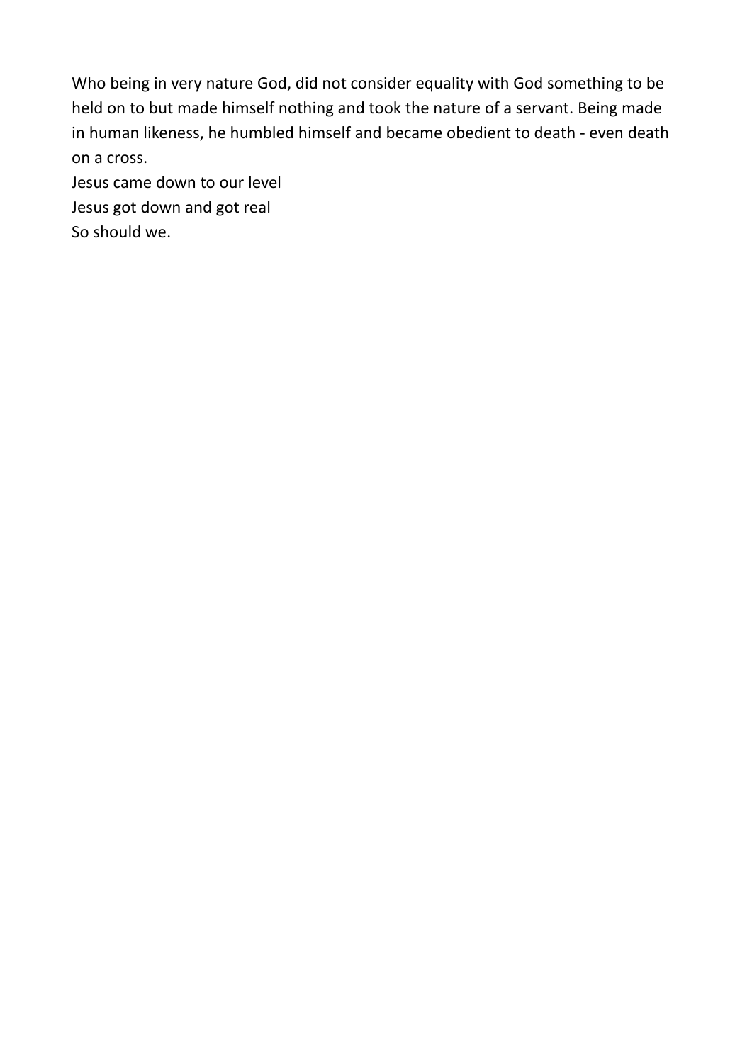Who being in very nature God, did not consider equality with God something to be held on to but made himself nothing and took the nature of a servant. Being made in human likeness, he humbled himself and became obedient to death - even death on a cross.

Jesus came down to our level

Jesus got down and got real

So should we.